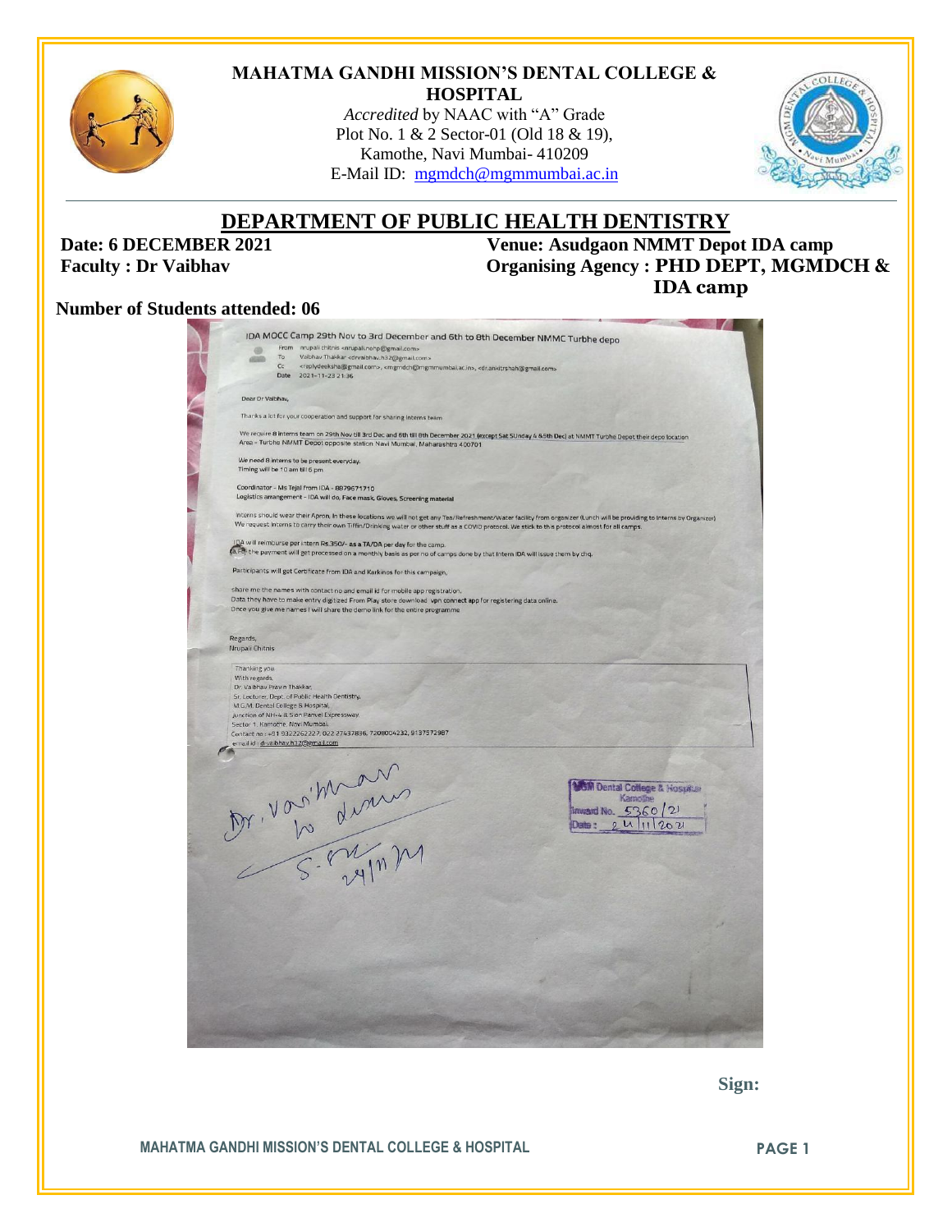# MAHATMA GANDHI MISSION'S DENTAL COLLEGE & HOSPITAL

*Accredited* by NAAC with "A" Grade
Plot No. 1 & 2 Sector-01 (Old 18 & 19),
Kamothe, Navi Mumbai- 410209
E-Mail ID: mgmdch@mgmmumbai.ac.in

## DEPARTMENT OF PUBLIC HEALTH DENTISTRY

**Date: 6 DECEMBER 2021**
**Venue: Asudgaon NMMT Depot IDA camp**
**Faculty : Dr Vaibhav**
**Organising Agency : PHD DEPT, MGMDCH & IDA camp**

**Number of Students attended: 06**

IDA MOCC Camp 29th Nov to 3rd December and 6th to 8th December NMMC Turbhe depo

From nrupali chitnis <nrupali.nohp@gmail.com>
To Vaibhav Thakkar <drvaibhav.h32@gmail.com>
Cc <raplydeeksha@gmail.com>, <mgmdch@mgmmumbai.ac.in>, <dr.ankitrshah@gmail.com>
Date 2021-11-23 21:36

Dear Dr Vaibhav,

Thanks a lot for your cooperation and support for sharing interns team

We require 8 interns team on 29th Nov till 3rd Dec and 6th till 8th December 2021 (except Sat SUnday 4 &5th Dec) at NMMT Turbhe Depot their depo location
Area - Turbhe NMMT Depot opposite station Navi Mumbai, Maharashtra 400701

We need 8 interns to be present everyday.
Timing will be 10 am till 6 pm

Coordinator - Ms Tejal from IDA - 8879671710
Logistics arrangement - IDA will do, Face mask, Gloves, Screening material

Interns should wear their Apron. In these locations we will not get any Tea/Refreshment/Water facility from organizer (Lunch will be providing to interns by Organizer)
We request interns to carry their own Tiffin/Drinking water or other stuff as a COVID protocol. We stick to this protocol almost for all camps.

IDA will reimburse per intern Rs.350/- as a TA/DA per day for the camp.
the payment will get processed on a monthly basis as per no of camps done by that intern IDA will issue them by chq.

Participants will get Certificate from IDA and Karkinos for this campaign.

share me the names with contact no and email id for mobile app registration.
Data they have to make entry digitized From Play store download vpn connect app for registering data online.
Once you give me names I will share the demo link for the entire programme

Regards,
Nrupali Chitnis

Thanking you.
With regards.
Dr. Vaibhav Pravin Thakkar,
Sr. Lecturer, Dept. of Public Health Dentistry,
M.G.M. Dental College & Hospital,
Junction of NH-4 & Sion Panvel Expressway,
Sector 1, Kamothe, Navi Mumbai.
Contact no : +91 9322262227, 022 27437836, 7208004232, 9137572987
email id : drvaibhav.h32@gmail.com

Dr. Vaibhav to do the needful
S-R 24/11/21

MGM Dental College & Hospital
Kamothe
Inward No. 5360/21
Date : 24/11/2021

**Sign:**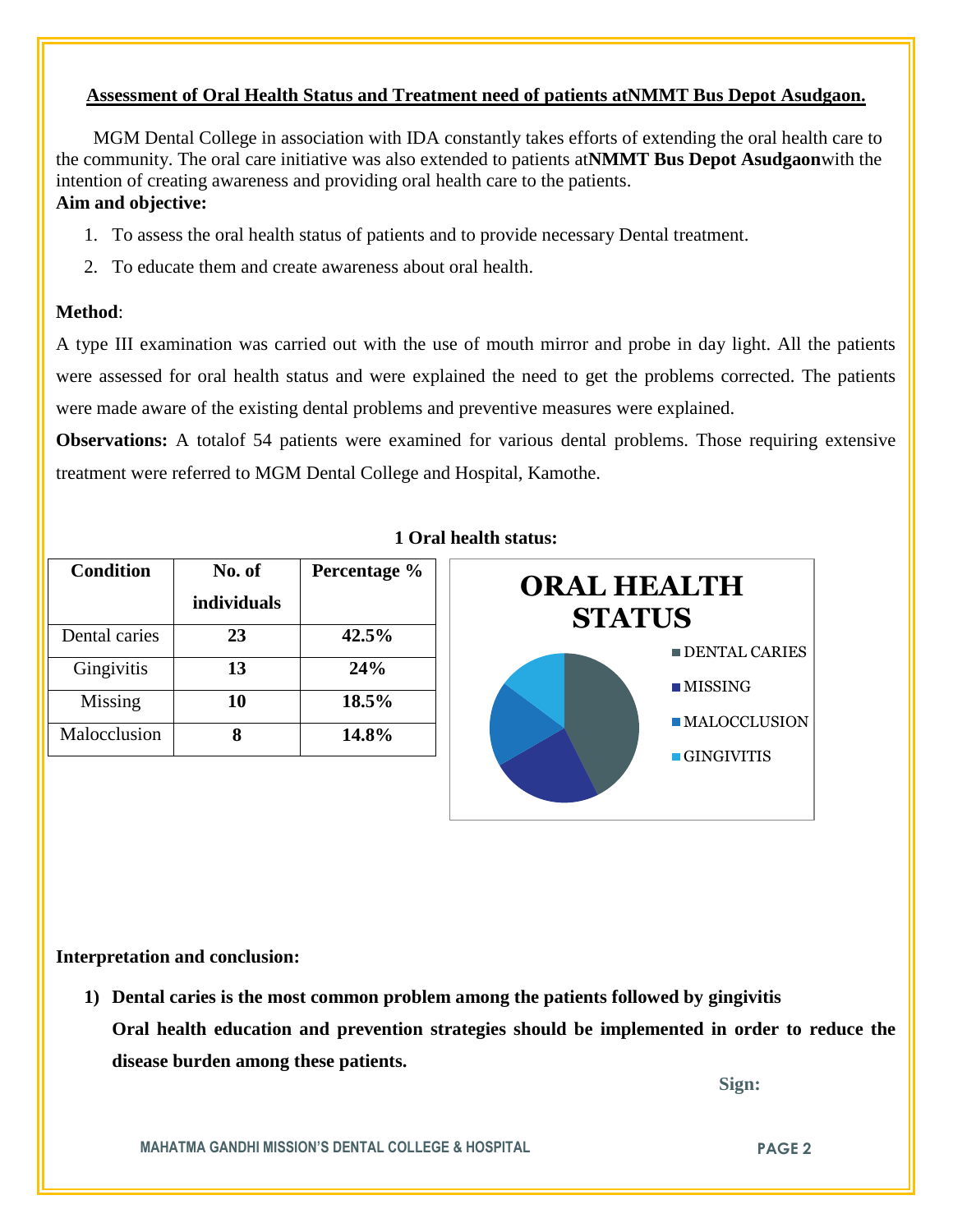**Assessment of Oral Health Status and Treatment need of patients atNMMT Bus Depot Asudgaon.**

MGM Dental College in association with IDA constantly takes efforts of extending the oral health care to the community. The oral care initiative was also extended to patients at**NMMT Bus Depot Asudgaon**with the intention of creating awareness and providing oral health care to the patients.

**Aim and objective:**

1. To assess the oral health status of patients and to provide necessary Dental treatment.
2. To educate them and create awareness about oral health.

**Method**:

A type III examination was carried out with the use of mouth mirror and probe in day light. All the patients were assessed for oral health status and were explained the need to get the problems corrected. The patients were made aware of the existing dental problems and preventive measures were explained.

**Observations:** A totalof 54 patients were examined for various dental problems. Those requiring extensive treatment were referred to MGM Dental College and Hospital, Kamothe.

**1 Oral health status:**

| Condition | No. of individuals | Percentage % |
|---|---|---|
| Dental caries | **23** | **42.5%** |
| Gingivitis | **13** | **24%** |
| Missing | **10** | **18.5%** |
| Malocclusion | **8** | **14.8%** |

**ORAL HEALTH STATUS**

- DENTAL CARIES
- MISSING
- MALOCCLUSION
- GINGIVITIS

**Interpretation and conclusion:**

1) **Dental caries is the most common problem among the patients followed by gingivitis**
   **Oral health education and prevention strategies should be implemented in order to reduce the disease burden among these patients.**

**Sign:**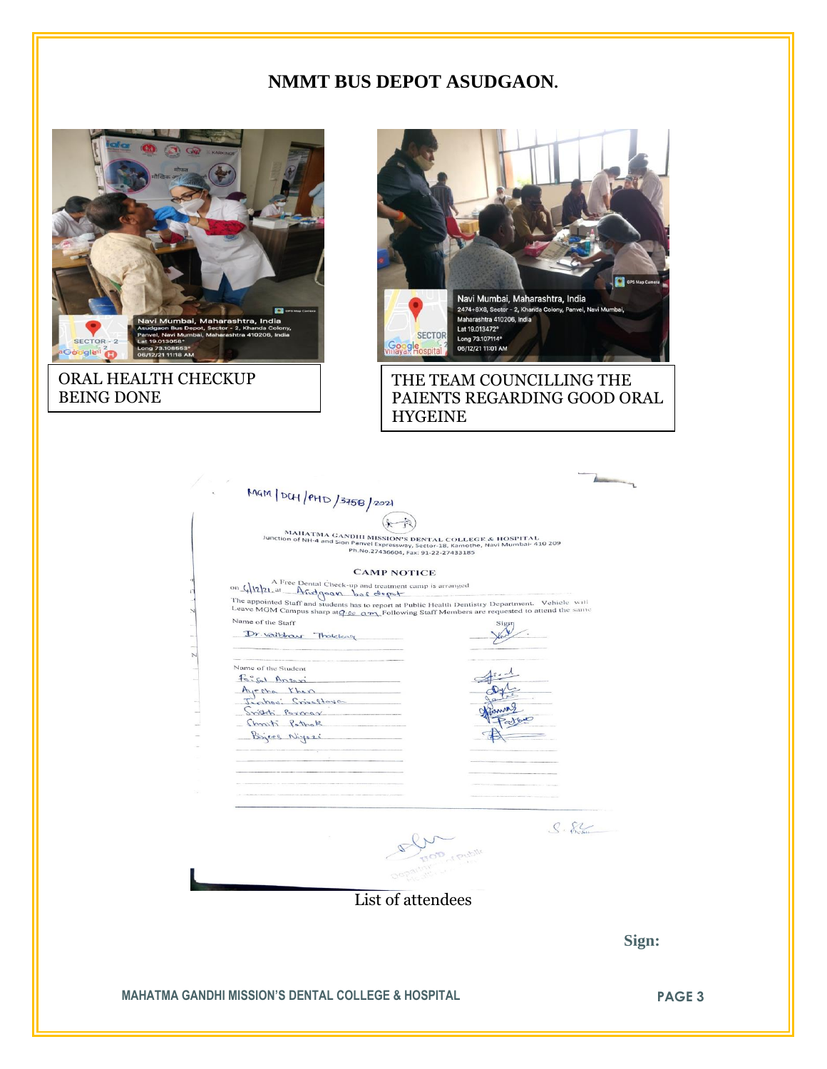# NMMT BUS DEPOT ASUDGAON.

ORAL HEALTH CHECKUP BEING DONE

THE TEAM COUNCILLING THE PAIENTS REGARDING GOOD ORAL HYGEINE

MGM/DCH/PHD/3758/2021

MAHATMA GANDHI MISSION'S DENTAL COLLEGE & HOSPITAL
Junction of NH-4 and Sion Panvel Expressway, Sector-18, Kamothe, Navi Mumbai- 410 209
Ph.No.27436604, Fax: 91-22-27433185

CAMP NOTICE

A Free Dental Check-up and treatment camp is arranged on 6/12/21 at Asudgaon bus depot

The appointed Staff and students has to report at Public Health Dentistry Department. Vehicle will Leave MGM Campus sharp at 9.00 am Following Staff Members are requested to attend the same

| Name of the Staff | Sign |
|---|---|
| Dr. Vaibhav Thakkar | |

| Name of the Student | |
|---|---|
| Faisal Ansari | |
| Ayesha Khan | |
| Jahnavi Srivastava | |
| Srishti Parmar | |
| Chaiti Pathak | |
| Bajees Niyazi | |

HOD
Department of Public Health Dentistry

List of attendees

**Sign:**

MAHATMA GANDHI MISSION'S DENTAL COLLEGE & HOSPITAL